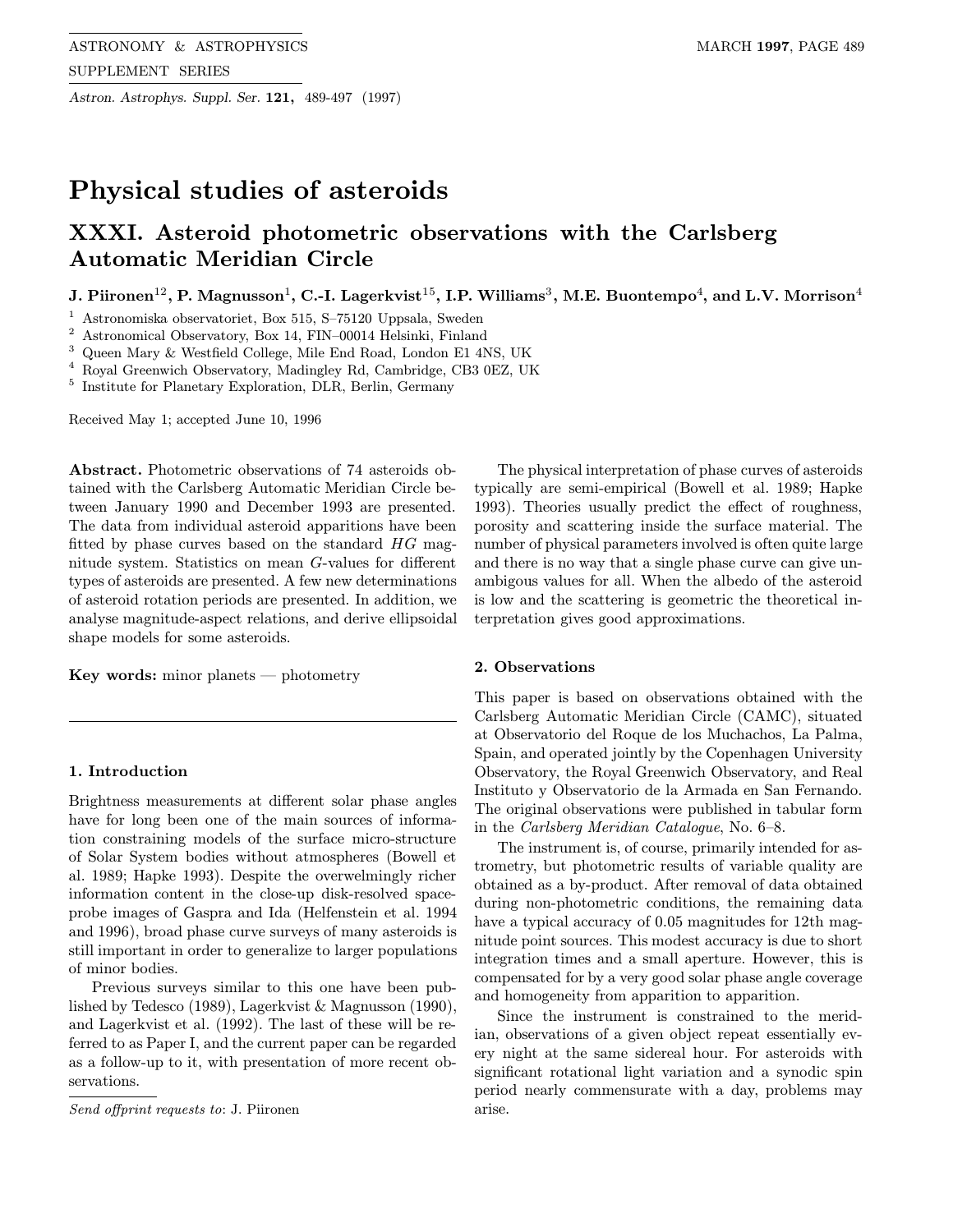# Physical studies of asteroids

## XXXI. Asteroid photometric observations with the Carlsberg Automatic Meridian Circle

**J. Piironen[1,2], P. Magnusson[1], C.-I. Lagerkvist[1,5], I.P. Williams[3], M.E. Buontempo[4], and L.V. Morrison[4]**

[1] Astronomiska observatoriet, Box 515, S–75120 Uppsala, Sweden
[2] Astronomical Observatory, Box 14, FIN–00014 Helsinki, Finland
[3] Queen Mary & Westfield College, Mile End Road, London E1 4NS, UK
[4] Royal Greenwich Observatory, Madingley Rd, Cambridge, CB3 0EZ, UK
[5] Institute for Planetary Exploration, DLR, Berlin, Germany

Received May 1; accepted June 10, 1996

**Abstract.** Photometric observations of 74 asteroids obtained with the Carlsberg Automatic Meridian Circle between January 1990 and December 1993 are presented. The data from individual asteroid apparitions have been fitted by phase curves based on the standard *HG* magnitude system. Statistics on mean *G*-values for different types of asteroids are presented. A few new determinations of asteroid rotation periods are presented. In addition, we analyse magnitude-aspect relations, and derive ellipsoidal shape models for some asteroids.

**Key words:** minor planets — photometry

### 1. Introduction

Brightness measurements at different solar phase angles have for long been one of the main sources of information constraining models of the surface micro-structure of Solar System bodies without atmospheres (Bowell et al. 1989; Hapke 1993). Despite the overwhelmingly richer information content in the close-up disk-resolved space-probe images of Gaspra and Ida (Helfenstein et al. 1994 and 1996), broad phase curve surveys of many asteroids is still important in order to generalize to larger populations of minor bodies.

Previous surveys similar to this one have been published by Tedesco (1989), Lagerkvist & Magnusson (1990), and Lagerkvist et al. (1992). The last of these will be referred to as Paper I, and the current paper can be regarded as a follow-up to it, with presentation of more recent observations.

*Send offprint requests to*: J. Piironen

The physical interpretation of phase curves of asteroids typically are semi-empirical (Bowell et al. 1989; Hapke 1993). Theories usually predict the effect of roughness, porosity and scattering inside the surface material. The number of physical parameters involved is often quite large and there is no way that a single phase curve can give unambigous values for all. When the albedo of the asteroid is low and the scattering is geometric the theoretical interpretation gives good approximations.

### 2. Observations

This paper is based on observations obtained with the Carlsberg Automatic Meridian Circle (CAMC), situated at Observatorio del Roque de los Muchachos, La Palma, Spain, and operated jointly by the Copenhagen University Observatory, the Royal Greenwich Observatory, and Real Instituto y Observatorio de la Armada en San Fernando. The original observations were published in tabular form in the *Carlsberg Meridian Catalogue*, No. 6–8.

The instrument is, of course, primarily intended for astrometry, but photometric results of variable quality are obtained as a by-product. After removal of data obtained during non-photometric conditions, the remaining data have a typical accuracy of 0.05 magnitudes for 12th magnitude point sources. This modest accuracy is due to short integration times and a small aperture. However, this is compensated for by a very good solar phase angle coverage and homogeneity from apparition to apparition.

Since the instrument is constrained to the meridian, observations of a given object repeat essentially every night at the same sidereal hour. For asteroids with significant rotational light variation and a synodic spin period nearly commensurate with a day, problems may arise.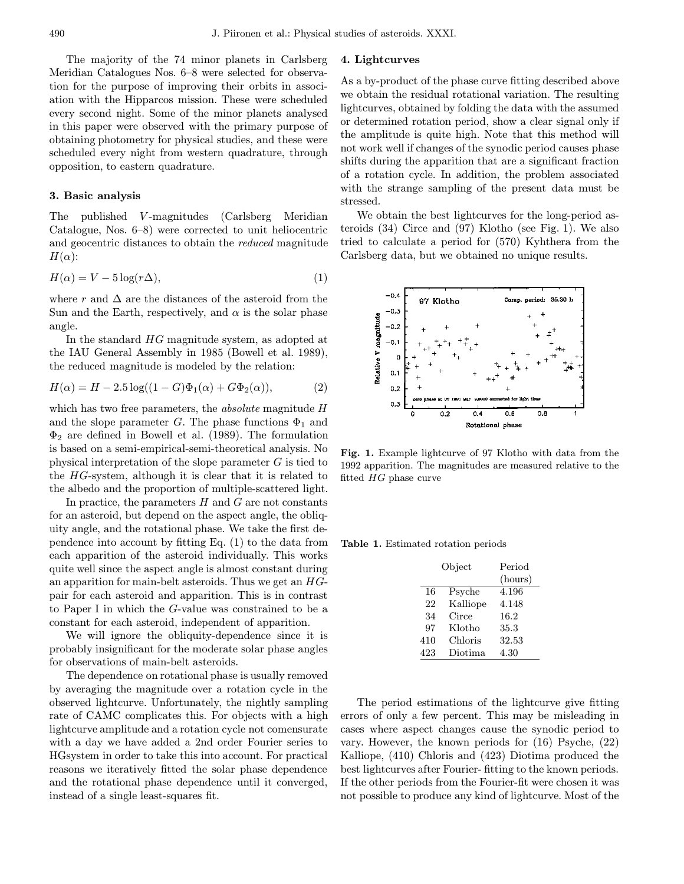The majority of the 74 minor planets in Carlsberg Meridian Catalogues Nos. 6–8 were selected for observation for the purpose of improving their orbits in association with the Hipparcos mission. These were scheduled every second night. Some of the minor planets analysed in this paper were observed with the primary purpose of obtaining photometry for physical studies, and these were scheduled every night from western quadrature, through opposition, to eastern quadrature.

### 3. Basic analysis

The published $V$-magnitudes (Carlsberg Meridian Catalogue, Nos. 6–8) were corrected to unit heliocentric and geocentric distances to obtain the *reduced* magnitude $H(\alpha)$:

$$H(\alpha) = V - 5\log(r\Delta), \tag{1}$$

where $r$ and $\Delta$ are the distances of the asteroid from the Sun and the Earth, respectively, and $\alpha$ is the solar phase angle.

In the standard $HG$ magnitude system, as adopted at the IAU General Assembly in 1985 (Bowell et al. 1989), the reduced magnitude is modeled by the relation:

$$H(\alpha) = H - 2.5\log((1-G)\Phi_1(\alpha) + G\Phi_2(\alpha)), \tag{2}$$

which has two free parameters, the *absolute* magnitude $H$ and the slope parameter $G$. The phase functions $\Phi_1$ and $\Phi_2$ are defined in Bowell et al. (1989). The formulation is based on a semi-empirical-semi-theoretical analysis. No physical interpretation of the slope parameter $G$ is tied to the $HG$-system, although it is clear that it is related to the albedo and the proportion of multiple-scattered light.

In practice, the parameters $H$ and $G$ are not constants for an asteroid, but depend on the aspect angle, the obliquity angle, and the rotational phase. We take the first dependence into account by fitting Eq. (1) to the data from each apparition of the asteroid individually. This works quite well since the aspect angle is almost constant during an apparition for main-belt asteroids. Thus we get an $HG$-pair for each asteroid and apparition. This is in contrast to Paper I in which the $G$-value was constrained to be a constant for each asteroid, independent of apparition.

We will ignore the obliquity-dependence since it is probably insignificant for the moderate solar phase angles for observations of main-belt asteroids.

The dependence on rotational phase is usually removed by averaging the magnitude over a rotation cycle in the observed lightcurve. Unfortunately, the nightly sampling rate of CAMC complicates this. For objects with a high lightcurve amplitude and a rotation cycle not comensurate with a day we have added a 2nd order Fourier series to HGsystem in order to take this into account. For practical reasons we iteratively fitted the solar phase dependence and the rotational phase dependence until it converged, instead of a single least-squares fit.

### 4. Lightcurves

As a by-product of the phase curve fitting described above we obtain the residual rotational variation. The resulting lightcurves, obtained by folding the data with the assumed or determined rotation period, show a clear signal only if the amplitude is quite high. Note that this method will not work well if changes of the synodic period causes phase shifts during the apparition that are a significant fraction of a rotation cycle. In addition, the problem associated with the strange sampling of the present data must be stressed.

We obtain the best lightcurves for the long-period asteroids (34) Circe and (97) Klotho (see Fig. 1). We also tried to calculate a period for (570) Kyhthera from the Carlsberg data, but we obtained no unique results.

**Fig. 1.** Example lightcurve of 97 Klotho with data from the 1992 apparition. The magnitudes are measured relative to the fitted $HG$ phase curve

**Table 1.** Estimated rotation periods

| | Object | Period (hours) |
|---|---|---|
| 16 | Psyche | 4.196 |
| 22 | Kalliope | 4.148 |
| 34 | Circe | 16.2 |
| 97 | Klotho | 35.3 |
| 410 | Chloris | 32.53 |
| 423 | Diotima | 4.30 |

The period estimations of the lightcurve give fitting errors of only a few percent. This may be misleading in cases where aspect changes cause the synodic period to vary. However, the known periods for (16) Psyche, (22) Kalliope, (410) Chloris and (423) Diotima produced the best lightcurves after Fourier- fitting to the known periods. If the other periods from the Fourier-fit were chosen it was not possible to produce any kind of lightcurve. Most of the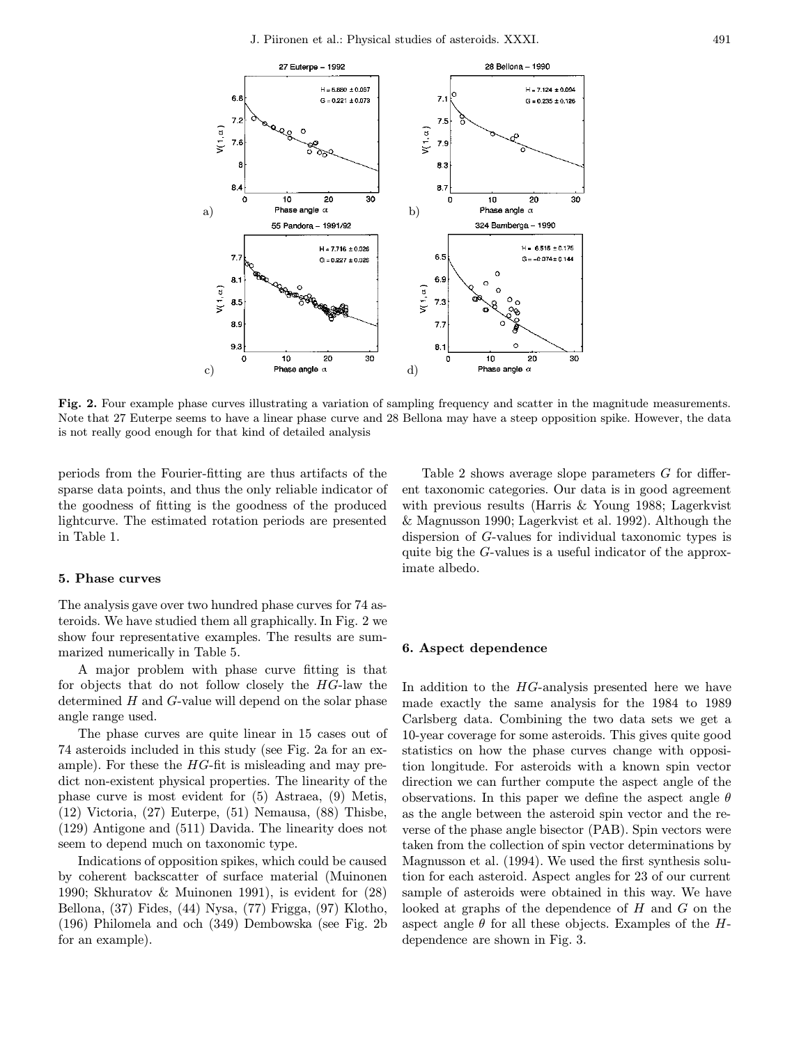Fig. 2. Four example phase curves illustrating a variation of sampling frequency and scatter in the magnitude measurements. Note that 27 Euterpe seems to have a linear phase curve and 28 Bellona may have a steep opposition spike. However, the data is not really good enough for that kind of detailed analysis

periods from the Fourier-fitting are thus artifacts of the sparse data points, and thus the only reliable indicator of the goodness of fitting is the goodness of the produced lightcurve. The estimated rotation periods are presented in Table 1.

## 5. Phase curves

The analysis gave over two hundred phase curves for 74 asteroids. We have studied them all graphically. In Fig. 2 we show four representative examples. The results are summarized numerically in Table 5.

A major problem with phase curve fitting is that for objects that do not follow closely the $HG$-law the determined $H$ and $G$-value will depend on the solar phase angle range used.

The phase curves are quite linear in 15 cases out of 74 asteroids included in this study (see Fig. 2a for an example). For these the $HG$-fit is misleading and may predict non-existent physical properties. The linearity of the phase curve is most evident for (5) Astraea, (9) Metis, (12) Victoria, (27) Euterpe, (51) Nemausa, (88) Thisbe, (129) Antigone and (511) Davida. The linearity does not seem to depend much on taxonomic type.

Indications of opposition spikes, which could be caused by coherent backscatter of surface material (Muinonen 1990; Skhuratov & Muinonen 1991), is evident for (28) Bellona, (37) Fides, (44) Nysa, (77) Frigga, (97) Klotho, (196) Philomela and och (349) Dembowska (see Fig. 2b for an example).

Table 2 shows average slope parameters $G$ for different taxonomic categories. Our data is in good agreement with previous results (Harris & Young 1988; Lagerkvist & Magnusson 1990; Lagerkvist et al. 1992). Although the dispersion of $G$-values for individual taxonomic types is quite big the $G$-values is a useful indicator of the approximate albedo.

## 6. Aspect dependence

In addition to the $HG$-analysis presented here we have made exactly the same analysis for the 1984 to 1989 Carlsberg data. Combining the two data sets we get a 10-year coverage for some asteroids. This gives quite good statistics on how the phase curves change with opposition longitude. For asteroids with a known spin vector direction we can further compute the aspect angle of the observations. In this paper we define the aspect angle $\theta$ as the angle between the asteroid spin vector and the reverse of the phase angle bisector (PAB). Spin vectors were taken from the collection of spin vector determinations by Magnusson et al. (1994). We used the first synthesis solution for each asteroid. Aspect angles for 23 of our current sample of asteroids were obtained in this way. We have looked at graphs of the dependence of $H$ and $G$ on the aspect angle $\theta$ for all these objects. Examples of the $H$-dependence are shown in Fig. 3.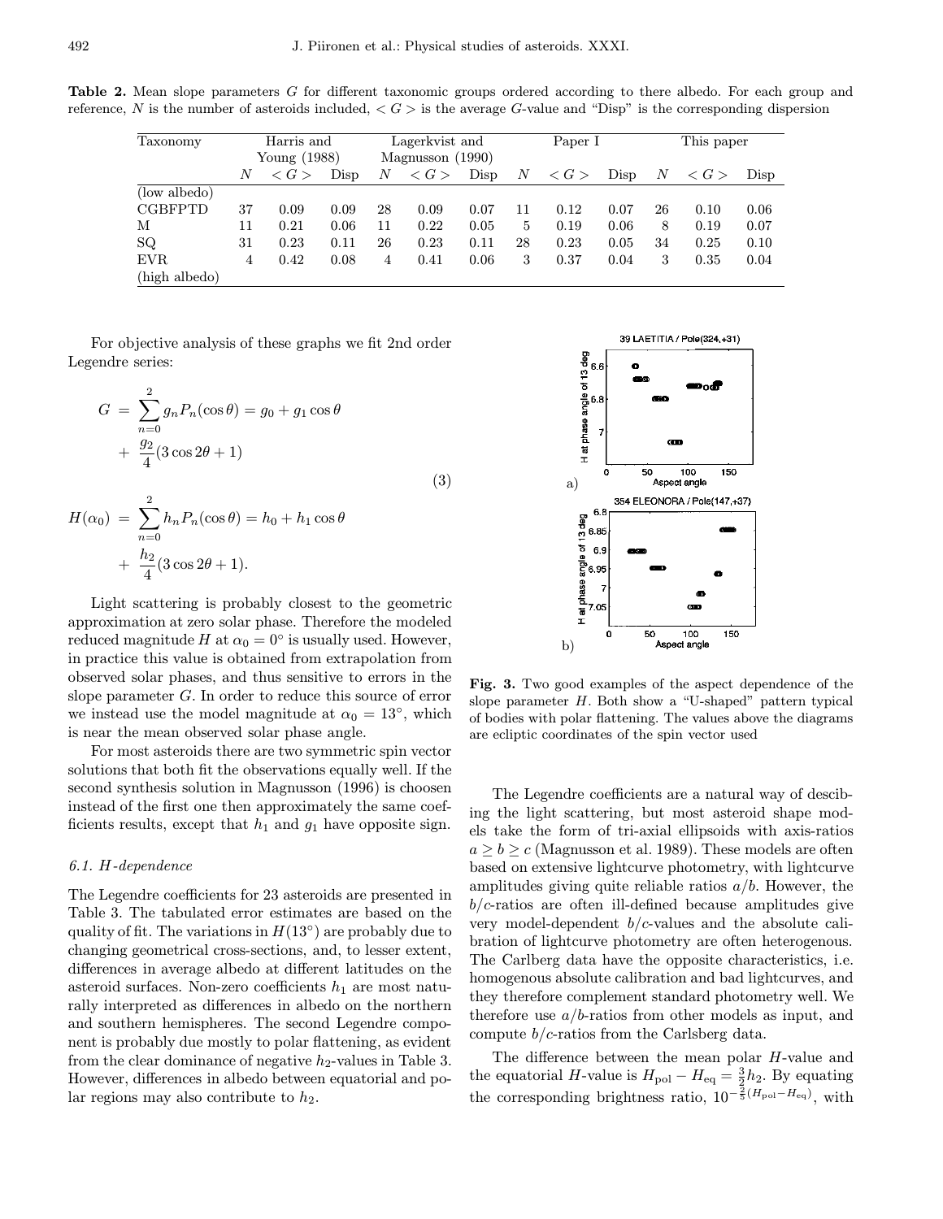**Table 2.** Mean slope parameters $G$ for different taxonomic groups ordered according to there albedo. For each group and reference, $N$ is the number of asteroids included, $< G >$ is the average $G$-value and "Disp" is the corresponding dispersion

| Taxonomy | Harris and Young (1988) | | | Lagerkvist and Magnusson (1990) | | | Paper I | | | This paper | | |
|---|---|---|---|---|---|---|---|---|---|---|---|---|
| | $N$ | $< G >$ | Disp | $N$ | $< G >$ | Disp | $N$ | $< G >$ | Disp | $N$ | $< G >$ | Disp |
| (low albedo) | | | | | | | | | | | | |
| CGBFPTD | 37 | 0.09 | 0.09 | 28 | 0.09 | 0.07 | 11 | 0.12 | 0.07 | 26 | 0.10 | 0.06 |
| M | 11 | 0.21 | 0.06 | 11 | 0.22 | 0.05 | 5 | 0.19 | 0.06 | 8 | 0.19 | 0.07 |
| SQ | 31 | 0.23 | 0.11 | 26 | 0.23 | 0.11 | 28 | 0.23 | 0.05 | 34 | 0.25 | 0.10 |
| EVR | 4 | 0.42 | 0.08 | 4 | 0.41 | 0.06 | 3 | 0.37 | 0.04 | 3 | 0.35 | 0.04 |
| (high albedo) | | | | | | | | | | | | |

For objective analysis of these graphs we fit 2nd order Legendre series:

$$
\begin{aligned}
G &= \sum_{n=0}^{2} g_n P_n(\cos\theta) = g_0 + g_1 \cos\theta \\
&+ \frac{g_2}{4}(3\cos 2\theta + 1) \\
H(\alpha_0) &= \sum_{n=0}^{2} h_n P_n(\cos\theta) = h_0 + h_1 \cos\theta \\
&+ \frac{h_2}{4}(3\cos 2\theta + 1).
\end{aligned} \tag{3}
$$

Light scattering is probably closest to the geometric approximation at zero solar phase. Therefore the modeled reduced magnitude $H$ at $\alpha_0 = 0^\circ$ is usually used. However, in practice this value is obtained from extrapolation from observed solar phases, and thus sensitive to errors in the slope parameter $G$. In order to reduce this source of error we instead use the model magnitude at $\alpha_0 = 13^\circ$, which is near the mean observed solar phase angle.

For most asteroids there are two symmetric spin vector solutions that both fit the observations equally well. If the second synthesis solution in Magnusson (1996) is choosen instead of the first one then approximately the same coefficients results, except that $h_1$ and $g_1$ have opposite sign.

### 6.1. H-dependence

The Legendre coefficients for 23 asteroids are presented in Table 3. The tabulated error estimates are based on the quality of fit. The variations in $H(13^\circ)$ are probably due to changing geometrical cross-sections, and, to lesser extent, differences in average albedo at different latitudes on the asteroid surfaces. Non-zero coefficients $h_1$ are most naturally interpreted as differences in albedo on the northern and southern hemispheres. The second Legendre component is probably due mostly to polar flattening, as evident from the clear dominance of negative $h_2$-values in Table 3. However, differences in albedo between equatorial and polar regions may also contribute to $h_2$.

**Fig. 3.** Two good examples of the aspect dependence of the slope parameter $H$. Both show a "U-shaped" pattern typical of bodies with polar flattening. The values above the diagrams are ecliptic coordinates of the spin vector used

The Legendre coefficients are a natural way of descibing the light scattering, but most asteroid shape models take the form of tri-axial ellipsoids with axis-ratios $a \geq b \geq c$ (Magnusson et al. 1989). These models are often based on extensive lightcurve photometry, with lightcurve amplitudes giving quite reliable ratios $a/b$. However, the $b/c$-ratios are often ill-defined because amplitudes give very model-dependent $b/c$-values and the absolute calibration of lightcurve photometry are often heterogenous. The Carlberg data have the opposite characteristics, i.e. homogenous absolute calibration and bad lightcurves, and they therefore complement standard photometry well. We therefore use $a/b$-ratios from other models as input, and compute $b/c$-ratios from the Carlsberg data.

The difference between the mean polar $H$-value and the equatorial $H$-value is $H_{\mathrm{pol}} - H_{\mathrm{eq}} = \frac{3}{2}h_2$. By equating the corresponding brightness ratio, $10^{-\frac{2}{5}(H_{\mathrm{pol}} - H_{\mathrm{eq}})}$, with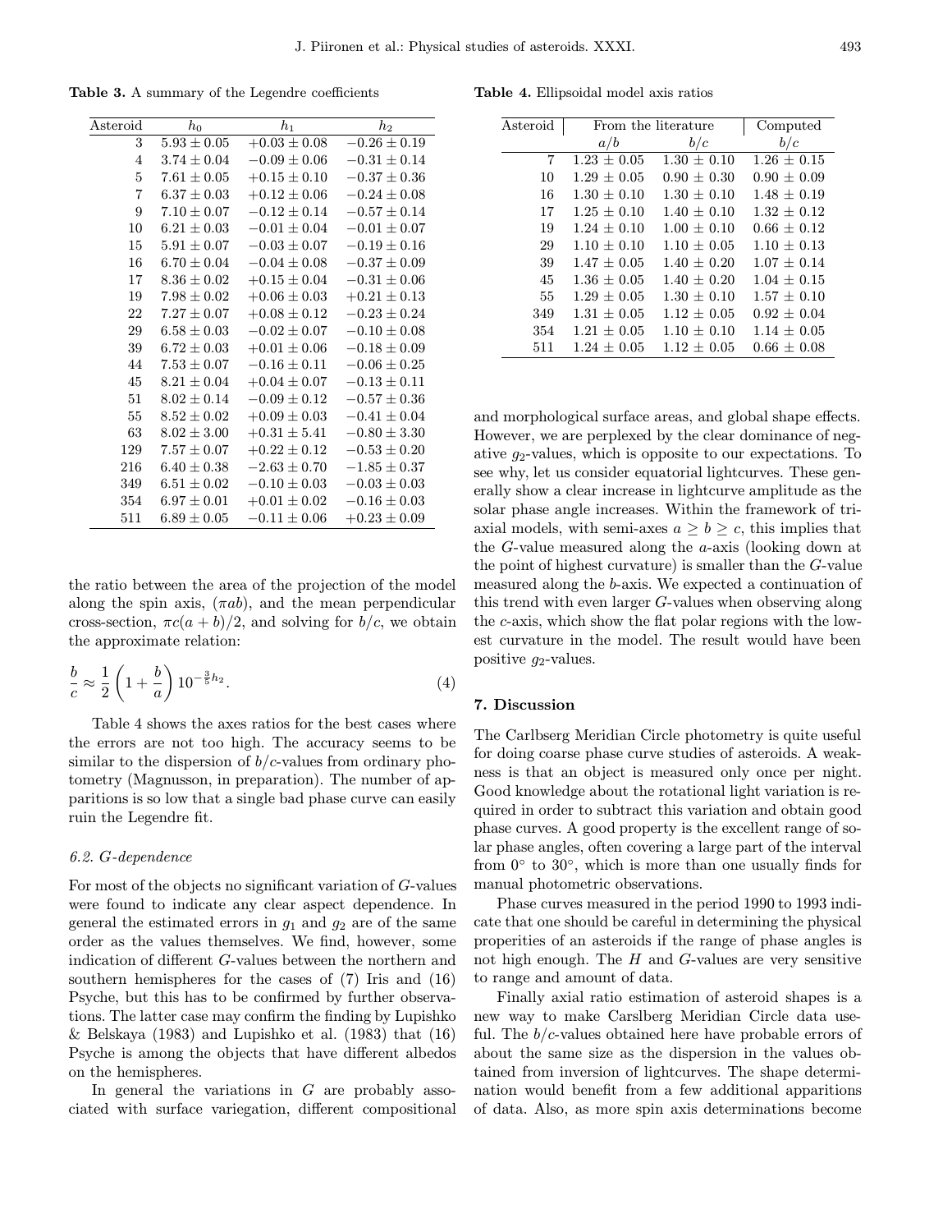**Table 3.** A summary of the Legendre coefficients

| Asteroid | $h_0$ | $h_1$ | $h_2$ |
|---|---|---|---|
| 3 | $5.93 \pm 0.05$ | $+0.03 \pm 0.08$ | $-0.26 \pm 0.19$ |
| 4 | $3.74 \pm 0.04$ | $-0.09 \pm 0.06$ | $-0.31 \pm 0.14$ |
| 5 | $7.61 \pm 0.05$ | $+0.15 \pm 0.10$ | $-0.37 \pm 0.36$ |
| 7 | $6.37 \pm 0.03$ | $+0.12 \pm 0.06$ | $-0.24 \pm 0.08$ |
| 9 | $7.10 \pm 0.07$ | $-0.12 \pm 0.14$ | $-0.57 \pm 0.14$ |
| 10 | $6.21 \pm 0.03$ | $-0.01 \pm 0.04$ | $-0.01 \pm 0.07$ |
| 15 | $5.91 \pm 0.07$ | $-0.03 \pm 0.07$ | $-0.19 \pm 0.16$ |
| 16 | $6.70 \pm 0.04$ | $-0.04 \pm 0.08$ | $-0.37 \pm 0.09$ |
| 17 | $8.36 \pm 0.02$ | $+0.15 \pm 0.04$ | $-0.31 \pm 0.06$ |
| 19 | $7.98 \pm 0.02$ | $+0.06 \pm 0.03$ | $+0.21 \pm 0.13$ |
| 22 | $7.27 \pm 0.07$ | $+0.08 \pm 0.12$ | $-0.23 \pm 0.24$ |
| 29 | $6.58 \pm 0.03$ | $-0.02 \pm 0.07$ | $-0.10 \pm 0.08$ |
| 39 | $6.72 \pm 0.03$ | $+0.01 \pm 0.06$ | $-0.18 \pm 0.09$ |
| 44 | $7.53 \pm 0.07$ | $-0.16 \pm 0.11$ | $-0.06 \pm 0.25$ |
| 45 | $8.21 \pm 0.04$ | $+0.04 \pm 0.07$ | $-0.13 \pm 0.11$ |
| 51 | $8.02 \pm 0.14$ | $-0.09 \pm 0.12$ | $-0.57 \pm 0.36$ |
| 55 | $8.52 \pm 0.02$ | $+0.09 \pm 0.03$ | $-0.41 \pm 0.04$ |
| 63 | $8.02 \pm 3.00$ | $+0.31 \pm 5.41$ | $-0.80 \pm 3.30$ |
| 129 | $7.57 \pm 0.07$ | $+0.22 \pm 0.12$ | $-0.53 \pm 0.20$ |
| 216 | $6.40 \pm 0.38$ | $-2.63 \pm 0.70$ | $-1.85 \pm 0.37$ |
| 349 | $6.51 \pm 0.02$ | $-0.10 \pm 0.03$ | $-0.03 \pm 0.03$ |
| 354 | $6.97 \pm 0.01$ | $+0.01 \pm 0.02$ | $-0.16 \pm 0.03$ |
| 511 | $6.89 \pm 0.05$ | $-0.11 \pm 0.06$ | $+0.23 \pm 0.09$ |

the ratio between the area of the projection of the model along the spin axis, $(\pi ab)$, and the mean perpendicular cross-section, $\pi c(a+b)/2$, and solving for $b/c$, we obtain the approximate relation:

$$\frac{b}{c} \approx \frac{1}{2}\left(1+\frac{b}{a}\right)10^{-\frac{3}{5}h_2}. \tag{4}$$

Table 4 shows the axes ratios for the best cases where the errors are not too high. The accuracy seems to be similar to the dispersion of $b/c$-values from ordinary photometry (Magnusson, in preparation). The number of apparitions is so low that a single bad phase curve can easily ruin the Legendre fit.

**Table 4.** Ellipsoidal model axis ratios

| Asteroid | From the literature | | Computed |
|---|---|---|---|
| | $a/b$ | $b/c$ | $b/c$ |
| 7 | $1.23 \pm 0.05$ | $1.30 \pm 0.10$ | $1.26 \pm 0.15$ |
| 10 | $1.29 \pm 0.05$ | $0.90 \pm 0.30$ | $0.90 \pm 0.09$ |
| 16 | $1.30 \pm 0.10$ | $1.30 \pm 0.10$ | $1.48 \pm 0.19$ |
| 17 | $1.25 \pm 0.10$ | $1.40 \pm 0.10$ | $1.32 \pm 0.12$ |
| 19 | $1.24 \pm 0.10$ | $1.00 \pm 0.10$ | $0.66 \pm 0.12$ |
| 29 | $1.10 \pm 0.10$ | $1.10 \pm 0.05$ | $1.10 \pm 0.13$ |
| 39 | $1.47 \pm 0.05$ | $1.40 \pm 0.20$ | $1.07 \pm 0.14$ |
| 45 | $1.36 \pm 0.05$ | $1.40 \pm 0.20$ | $1.04 \pm 0.15$ |
| 55 | $1.29 \pm 0.05$ | $1.30 \pm 0.10$ | $1.57 \pm 0.10$ |
| 349 | $1.31 \pm 0.05$ | $1.12 \pm 0.05$ | $0.92 \pm 0.04$ |
| 354 | $1.21 \pm 0.05$ | $1.10 \pm 0.10$ | $1.14 \pm 0.05$ |
| 511 | $1.24 \pm 0.05$ | $1.12 \pm 0.05$ | $0.66 \pm 0.08$ |

### 6.2. G-dependence

For most of the objects no significant variation of $G$-values were found to indicate any clear aspect dependence. In general the estimated errors in $g_1$ and $g_2$ are of the same order as the values themselves. We find, however, some indication of different $G$-values between the northern and southern hemispheres for the cases of (7) Iris and (16) Psyche, but this has to be confirmed by further observations. The latter case may confirm the finding by Lupishko & Belskaya (1983) and Lupishko et al. (1983) that (16) Psyche is among the objects that have different albedos on the hemispheres.

In general the variations in $G$ are probably associated with surface variegation, different compositional and morphological surface areas, and global shape effects. However, we are perplexed by the clear dominance of negative $g_2$-values, which is opposite to our expectations. To see why, let us consider equatorial lightcurves. These generally show a clear increase in lightcurve amplitude as the solar phase angle increases. Within the framework of triaxial models, with semi-axes $a \geq b \geq c$, this implies that the $G$-value measured along the $a$-axis (looking down at the point of highest curvature) is smaller than the $G$-value measured along the $b$-axis. We expected a continuation of this trend with even larger $G$-values when observing along the $c$-axis, which show the flat polar regions with the lowest curvature in the model. The result would have been positive $g_2$-values.

## 7. Discussion

The Carlbserg Meridian Circle photometry is quite useful for doing coarse phase curve studies of asteroids. A weakness is that an object is measured only once per night. Good knowledge about the rotational light variation is required in order to subtract this variation and obtain good phase curves. A good property is the excellent range of solar phase angles, often covering a large part of the interval from 0° to 30°, which is more than one usually finds for manual photometric observations.

Phase curves measured in the period 1990 to 1993 indicate that one should be careful in determining the physical properities of an asteroids if the range of phase angles is not high enough. The $H$ and $G$-values are very sensitive to range and amount of data.

Finally axial ratio estimation of asteroid shapes is a new way to make Carlsberg Meridian Circle data useful. The $b/c$-values obtained here have probable errors of about the same size as the dispersion in the values obtained from inversion of lightcurves. The shape determination would benefit from a few additional apparitions of data. Also, as more spin axis determinations become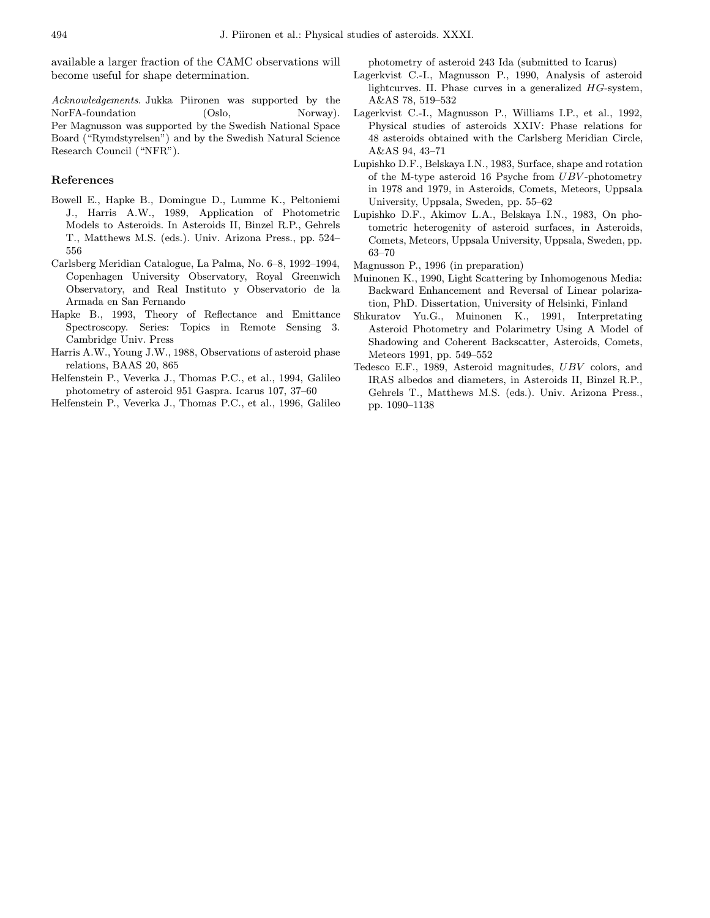available a larger fraction of the CAMC observations will become useful for shape determination.

*Acknowledgements.* Jukka Piironen was supported by the NorFA-foundation (Oslo, Norway). Per Magnusson was supported by the Swedish National Space Board ("Rymdstyrelsen") and by the Swedish Natural Science Research Council ("NFR").

## References

Bowell E., Hapke B., Domingue D., Lumme K., Peltoniemi J., Harris A.W., 1989, Application of Photometric Models to Asteroids. In Asteroids II, Binzel R.P., Gehrels T., Matthews M.S. (eds.). Univ. Arizona Press., pp. 524–556

Carlsberg Meridian Catalogue, La Palma, No. 6–8, 1992–1994, Copenhagen University Observatory, Royal Greenwich Observatory, and Real Instituto y Observatorio de la Armada en San Fernando

Hapke B., 1993, Theory of Reflectance and Emittance Spectroscopy. Series: Topics in Remote Sensing 3. Cambridge Univ. Press

Harris A.W., Young J.W., 1988, Observations of asteroid phase relations, BAAS 20, 865

Helfenstein P., Veverka J., Thomas P.C., et al., 1994, Galileo photometry of asteroid 951 Gaspra. Icarus 107, 37–60

Helfenstein P., Veverka J., Thomas P.C., et al., 1996, Galileo photometry of asteroid 243 Ida (submitted to Icarus)

Lagerkvist C.-I., Magnusson P., 1990, Analysis of asteroid lightcurves. II. Phase curves in a generalized $HG$-system, A&AS 78, 519–532

Lagerkvist C.-I., Magnusson P., Williams I.P., et al., 1992, Physical studies of asteroids XXIV: Phase relations for 48 asteroids obtained with the Carlsberg Meridian Circle, A&AS 94, 43–71

Lupishko D.F., Belskaya I.N., 1983, Surface, shape and rotation of the M-type asteroid 16 Psyche from $UBV$-photometry in 1978 and 1979, in Asteroids, Comets, Meteors, Uppsala University, Uppsala, Sweden, pp. 55–62

Lupishko D.F., Akimov L.A., Belskaya I.N., 1983, On photometric heterogenity of asteroid surfaces, in Asteroids, Comets, Meteors, Uppsala University, Uppsala, Sweden, pp. 63–70

Magnusson P., 1996 (in preparation)

Muinonen K., 1990, Light Scattering by Inhomogenous Media: Backward Enhancement and Reversal of Linear polarization, PhD. Dissertation, University of Helsinki, Finland

Shkuratov Yu.G., Muinonen K., 1991, Interpretating Asteroid Photometry and Polarimetry Using A Model of Shadowing and Coherent Backscatter, Asteroids, Comets, Meteors 1991, pp. 549–552

Tedesco E.F., 1989, Asteroid magnitudes, $UBV$ colors, and IRAS albedos and diameters, in Asteroids II, Binzel R.P., Gehrels T., Matthews M.S. (eds.). Univ. Arizona Press., pp. 1090–1138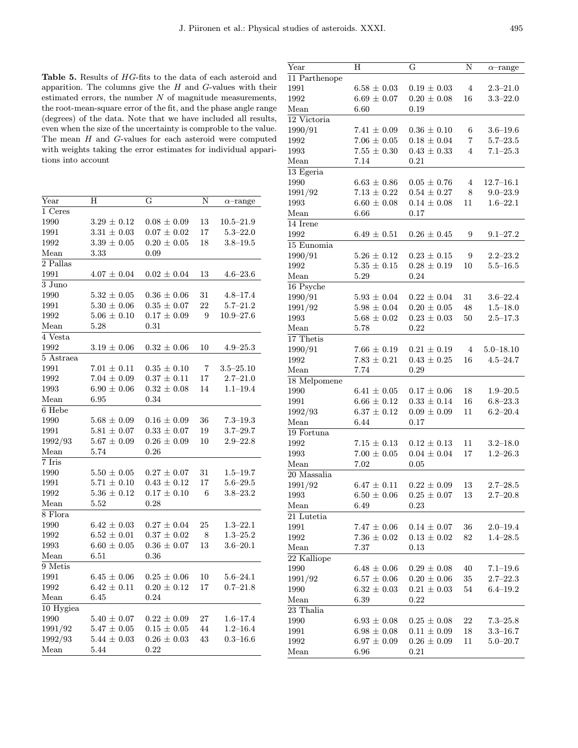**Table 5.** Results of *HG*-fits to the data of each asteroid and apparition. The columns give the *H* and *G*-values with their estimated errors, the number *N* of magnitude measurements, the root-mean-square error of the fit, and the phase angle range (degrees) of the data. Note that we have included all results, even when the size of the uncertainty is comproble to the value. The mean *H* and *G*-values for each asteroid were computed with weights taking the error estimates for individual apparitions into account

| Year | H | G | N | $\alpha$–range |
|---|---|---|---|---|
| 1 Ceres | | | | |
| 1990 | $3.29 \pm 0.12$ | $0.08 \pm 0.09$ | 13 | 10.5–21.9 |
| 1991 | $3.31 \pm 0.03$ | $0.07 \pm 0.02$ | 17 | 5.3–22.0 |
| 1992 | $3.39 \pm 0.05$ | $0.20 \pm 0.05$ | 18 | 3.8–19.5 |
| Mean | 3.33 | 0.09 | | |
| 2 Pallas | | | | |
| 1991 | $4.07 \pm 0.04$ | $0.02 \pm 0.04$ | 13 | 4.6–23.6 |
| 3 Juno | | | | |
| 1990 | $5.32 \pm 0.05$ | $0.36 \pm 0.06$ | 31 | 4.8–17.4 |
| 1991 | $5.30 \pm 0.06$ | $0.35 \pm 0.07$ | 22 | 5.7–21.2 |
| 1992 | $5.06 \pm 0.10$ | $0.17 \pm 0.09$ | 9 | 10.9–27.6 |
| Mean | 5.28 | 0.31 | | |
| 4 Vesta | | | | |
| 1992 | $3.19 \pm 0.06$ | $0.32 \pm 0.06$ | 10 | 4.9–25.3 |
| 5 Astraea | | | | |
| 1991 | $7.01 \pm 0.11$ | $0.35 \pm 0.10$ | 7 | 3.5–25.10 |
| 1992 | $7.04 \pm 0.09$ | $0.37 \pm 0.11$ | 17 | 2.7–21.0 |
| 1993 | $6.90 \pm 0.06$ | $0.32 \pm 0.08$ | 14 | 1.1–19.4 |
| Mean | 6.95 | 0.34 | | |
| 6 Hebe | | | | |
| 1990 | $5.68 \pm 0.09$ | $0.16 \pm 0.09$ | 36 | 7.3–19.3 |
| 1991 | $5.81 \pm 0.07$ | $0.33 \pm 0.07$ | 19 | 3.7–29.7 |
| 1992/93 | $5.67 \pm 0.09$ | $0.26 \pm 0.09$ | 10 | 2.9–22.8 |
| Mean | 5.74 | 0.26 | | |
| 7 Iris | | | | |
| 1990 | $5.50 \pm 0.05$ | $0.27 \pm 0.07$ | 31 | 1.5–19.7 |
| 1991 | $5.71 \pm 0.10$ | $0.43 \pm 0.12$ | 17 | 5.6–29.5 |
| 1992 | $5.36 \pm 0.12$ | $0.17 \pm 0.10$ | 6 | 3.8–23.2 |
| Mean | 5.52 | 0.28 | | |
| 8 Flora | | | | |
| 1990 | $6.42 \pm 0.03$ | $0.27 \pm 0.04$ | 25 | 1.3–22.1 |
| 1992 | $6.52 \pm 0.01$ | $0.37 \pm 0.02$ | 8 | 1.3–25.2 |
| 1993 | $6.60 \pm 0.05$ | $0.36 \pm 0.07$ | 13 | 3.6–20.1 |
| Mean | 6.51 | 0.36 | | |
| 9 Metis | | | | |
| 1991 | $6.45 \pm 0.06$ | $0.25 \pm 0.06$ | 10 | 5.6–24.1 |
| 1992 | $6.42 \pm 0.11$ | $0.20 \pm 0.12$ | 17 | 0.7–21.8 |
| Mean | 6.45 | 0.24 | | |
| 10 Hygiea | | | | |
| 1990 | $5.40 \pm 0.07$ | $0.22 \pm 0.09$ | 27 | 1.6–17.4 |
| 1991/92 | $5.47 \pm 0.05$ | $0.15 \pm 0.05$ | 44 | 1.2–16.4 |
| 1992/93 | $5.44 \pm 0.03$ | $0.26 \pm 0.03$ | 43 | 0.3–16.6 |
| Mean | 5.44 | 0.22 | | |
| 11 Parthenope | | | | |
| 1991 | $6.58 \pm 0.03$ | $0.19 \pm 0.03$ | 4 | 2.3–21.0 |
| 1992 | $6.69 \pm 0.07$ | $0.20 \pm 0.08$ | 16 | 3.3–22.0 |
| Mean | 6.60 | 0.19 | | |
| 12 Victoria | | | | |
| 1990/91 | $7.41 \pm 0.09$ | $0.36 \pm 0.10$ | 6 | 3.6–19.6 |
| 1992 | $7.06 \pm 0.05$ | $0.18 \pm 0.04$ | 7 | 5.7–23.5 |
| 1993 | $7.55 \pm 0.30$ | $0.43 \pm 0.33$ | 4 | 7.1–25.3 |
| Mean | 7.14 | 0.21 | | |
| 13 Egeria | | | | |
| 1990 | $6.63 \pm 0.86$ | $0.05 \pm 0.76$ | 4 | 12.7–16.1 |
| 1991/92 | $7.13 \pm 0.22$ | $0.54 \pm 0.27$ | 8 | 9.0–23.9 |
| 1993 | $6.60 \pm 0.08$ | $0.14 \pm 0.08$ | 11 | 1.6–22.1 |
| Mean | 6.66 | 0.17 | | |
| 14 Irene | | | | |
| 1992 | $6.49 \pm 0.51$ | $0.26 \pm 0.45$ | 9 | 9.1–27.2 |
| 15 Eunomia | | | | |
| 1990/91 | $5.26 \pm 0.12$ | $0.23 \pm 0.15$ | 9 | 2.2–23.2 |
| 1992 | $5.35 \pm 0.15$ | $0.28 \pm 0.19$ | 10 | 5.5–16.5 |
| Mean | 5.29 | 0.24 | | |
| 16 Psyche | | | | |
| 1990/91 | $5.93 \pm 0.04$ | $0.22 \pm 0.04$ | 31 | 3.6–22.4 |
| 1991/92 | $5.98 \pm 0.04$ | $0.20 \pm 0.05$ | 48 | 1.5–18.0 |
| 1993 | $5.68 \pm 0.02$ | $0.23 \pm 0.03$ | 50 | 2.5–17.3 |
| Mean | 5.78 | 0.22 | | |
| 17 Thetis | | | | |
| 1990/91 | $7.66 \pm 0.19$ | $0.21 \pm 0.19$ | 4 | 5.0–18.10 |
| 1992 | $7.83 \pm 0.21$ | $0.43 \pm 0.25$ | 16 | 4.5–24.7 |
| Mean | 7.74 | 0.29 | | |
| 18 Melpomene | | | | |
| 1990 | $6.41 \pm 0.05$ | $0.17 \pm 0.06$ | 18 | 1.9–20.5 |
| 1991 | $6.66 \pm 0.12$ | $0.33 \pm 0.14$ | 16 | 6.8–23.3 |
| 1992/93 | $6.37 \pm 0.12$ | $0.09 \pm 0.09$ | 11 | 6.2–20.4 |
| Mean | 6.44 | 0.17 | | |
| 19 Fortuna | | | | |
| 1992 | $7.15 \pm 0.13$ | $0.12 \pm 0.13$ | 11 | 3.2–18.0 |
| 1993 | $7.00 \pm 0.05$ | $0.04 \pm 0.04$ | 17 | 1.2–26.3 |
| Mean | 7.02 | 0.05 | | |
| 20 Massalia | | | | |
| 1991/92 | $6.47 \pm 0.11$ | $0.22 \pm 0.09$ | 13 | 2.7–28.5 |
| 1993 | $6.50 \pm 0.06$ | $0.25 \pm 0.07$ | 13 | 2.7–20.8 |
| Mean | 6.49 | 0.23 | | |
| 21 Lutetia | | | | |
| 1991 | $7.47 \pm 0.06$ | $0.14 \pm 0.07$ | 36 | 2.0–19.4 |
| 1992 | $7.36 \pm 0.02$ | $0.13 \pm 0.02$ | 82 | 1.4–28.5 |
| Mean | 7.37 | 0.13 | | |
| 22 Kalliope | | | | |
| 1990 | $6.48 \pm 0.06$ | $0.29 \pm 0.08$ | 40 | 7.1–19.6 |
| 1991/92 | $6.57 \pm 0.06$ | $0.20 \pm 0.06$ | 35 | 2.7–22.3 |
| 1990 | $6.32 \pm 0.03$ | $0.21 \pm 0.03$ | 54 | 6.4–19.2 |
| Mean | 6.39 | 0.22 | | |
| 23 Thalia | | | | |
| 1990 | $6.93 \pm 0.08$ | $0.25 \pm 0.08$ | 22 | 7.3–25.8 |
| 1991 | $6.98 \pm 0.08$ | $0.11 \pm 0.09$ | 18 | 3.3–16.7 |
| 1992 | $6.97 \pm 0.09$ | $0.26 \pm 0.09$ | 11 | 5.0–20.7 |
| Mean | 6.96 | 0.21 | | |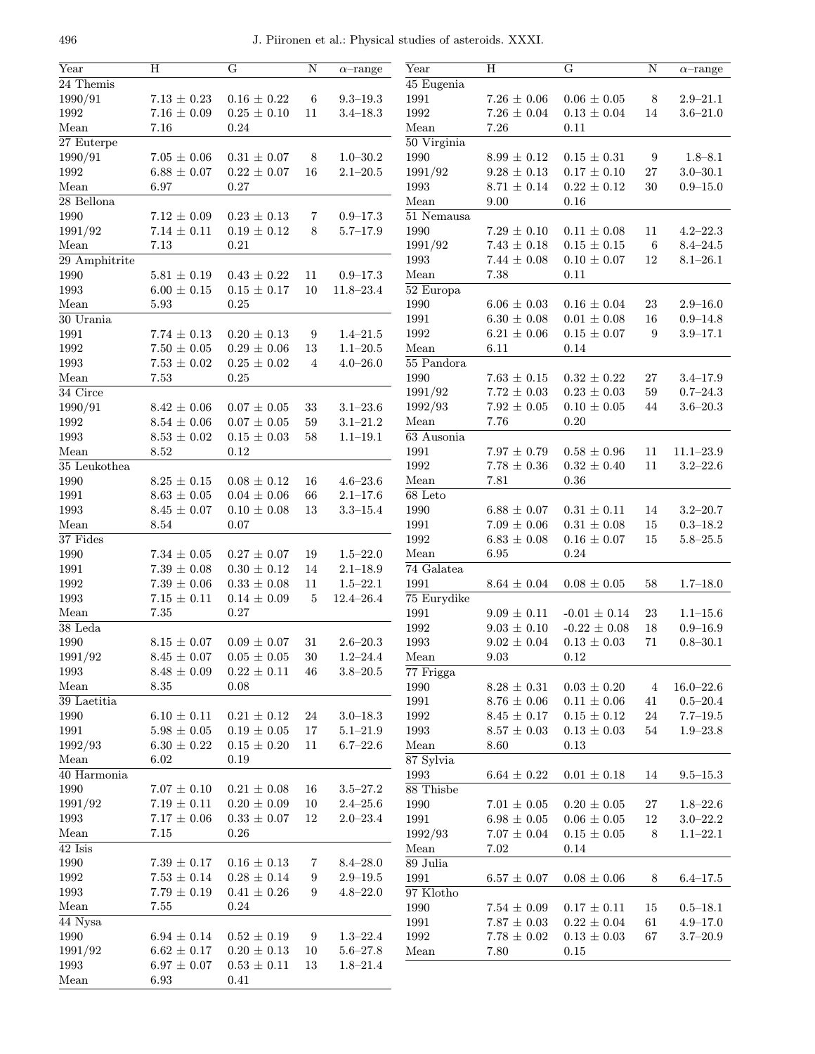| Year | H | G | N | α–range |
|---|---|---|---|---|
| 24 Themis | | | | |
| 1990/91 | 7.13 ± 0.23 | 0.16 ± 0.22 | 6 | 9.3–19.3 |
| 1992 | 7.16 ± 0.09 | 0.25 ± 0.10 | 11 | 3.4–18.3 |
| Mean | 7.16 | 0.24 | | |
| 27 Euterpe | | | | |
| 1990/91 | 7.05 ± 0.06 | 0.31 ± 0.07 | 8 | 1.0–30.2 |
| 1992 | 6.88 ± 0.07 | 0.22 ± 0.07 | 16 | 2.1–20.5 |
| Mean | 6.97 | 0.27 | | |
| 28 Bellona | | | | |
| 1990 | 7.12 ± 0.09 | 0.23 ± 0.13 | 7 | 0.9–17.3 |
| 1991/92 | 7.14 ± 0.11 | 0.19 ± 0.12 | 8 | 5.7–17.9 |
| Mean | 7.13 | 0.21 | | |
| 29 Amphitrite | | | | |
| 1990 | 5.81 ± 0.19 | 0.43 ± 0.22 | 11 | 0.9–17.3 |
| 1993 | 6.00 ± 0.15 | 0.15 ± 0.17 | 10 | 11.8–23.4 |
| Mean | 5.93 | 0.25 | | |
| 30 Urania | | | | |
| 1991 | 7.74 ± 0.13 | 0.20 ± 0.13 | 9 | 1.4–21.5 |
| 1992 | 7.50 ± 0.05 | 0.29 ± 0.06 | 13 | 1.1–20.5 |
| 1993 | 7.53 ± 0.02 | 0.25 ± 0.02 | 4 | 4.0–26.0 |
| Mean | 7.53 | 0.25 | | |
| 34 Circe | | | | |
| 1990/91 | 8.42 ± 0.06 | 0.07 ± 0.05 | 33 | 3.1–23.6 |
| 1992 | 8.54 ± 0.06 | 0.07 ± 0.05 | 59 | 3.1–21.2 |
| 1993 | 8.53 ± 0.02 | 0.15 ± 0.03 | 58 | 1.1–19.1 |
| Mean | 8.52 | 0.12 | | |
| 35 Leukothea | | | | |
| 1990 | 8.25 ± 0.15 | 0.08 ± 0.12 | 16 | 4.6–23.6 |
| 1991 | 8.63 ± 0.05 | 0.04 ± 0.06 | 66 | 2.1–17.6 |
| 1993 | 8.45 ± 0.07 | 0.10 ± 0.08 | 13 | 3.3–15.4 |
| Mean | 8.54 | 0.07 | | |
| 37 Fides | | | | |
| 1990 | 7.34 ± 0.05 | 0.27 ± 0.07 | 19 | 1.5–22.0 |
| 1991 | 7.39 ± 0.08 | 0.30 ± 0.12 | 14 | 2.1–18.9 |
| 1992 | 7.39 ± 0.06 | 0.33 ± 0.08 | 11 | 1.5–22.1 |
| 1993 | 7.15 ± 0.11 | 0.14 ± 0.09 | 5 | 12.4–26.4 |
| Mean | 7.35 | 0.27 | | |
| 38 Leda | | | | |
| 1990 | 8.15 ± 0.07 | 0.09 ± 0.07 | 31 | 2.6–20.3 |
| 1991/92 | 8.45 ± 0.07 | 0.05 ± 0.05 | 30 | 1.2–24.4 |
| 1993 | 8.48 ± 0.09 | 0.22 ± 0.11 | 46 | 3.8–20.5 |
| Mean | 8.35 | 0.08 | | |
| 39 Laetitia | | | | |
| 1990 | 6.10 ± 0.11 | 0.21 ± 0.12 | 24 | 3.0–18.3 |
| 1991 | 5.98 ± 0.05 | 0.19 ± 0.05 | 17 | 5.1–21.9 |
| 1992/93 | 6.30 ± 0.22 | 0.15 ± 0.20 | 11 | 6.7–22.6 |
| Mean | 6.02 | 0.19 | | |
| 40 Harmonia | | | | |
| 1990 | 7.07 ± 0.10 | 0.21 ± 0.08 | 16 | 3.5–27.2 |
| 1991/92 | 7.19 ± 0.11 | 0.20 ± 0.09 | 10 | 2.4–25.6 |
| 1993 | 7.17 ± 0.06 | 0.33 ± 0.07 | 12 | 2.0–23.4 |
| Mean | 7.15 | 0.26 | | |
| 42 Isis | | | | |
| 1990 | 7.39 ± 0.17 | 0.16 ± 0.13 | 7 | 8.4–28.0 |
| 1992 | 7.53 ± 0.14 | 0.28 ± 0.14 | 9 | 2.9–19.5 |
| 1993 | 7.79 ± 0.19 | 0.41 ± 0.26 | 9 | 4.8–22.0 |
| Mean | 7.55 | 0.24 | | |
| 44 Nysa | | | | |
| 1990 | 6.94 ± 0.14 | 0.52 ± 0.19 | 9 | 1.3–22.4 |
| 1991/92 | 6.62 ± 0.17 | 0.20 ± 0.13 | 10 | 5.6–27.8 |
| 1993 | 6.97 ± 0.07 | 0.53 ± 0.11 | 13 | 1.8–21.4 |
| Mean | 6.93 | 0.41 | | |

| Year | H | G | N | α–range |
|---|---|---|---|---|
| 45 Eugenia | | | | |
| 1991 | 7.26 ± 0.06 | 0.06 ± 0.05 | 8 | 2.9–21.1 |
| 1992 | 7.26 ± 0.04 | 0.13 ± 0.04 | 14 | 3.6–21.0 |
| Mean | 7.26 | 0.11 | | |
| 50 Virginia | | | | |
| 1990 | 8.99 ± 0.12 | 0.15 ± 0.31 | 9 | 1.8–8.1 |
| 1991/92 | 9.28 ± 0.13 | 0.17 ± 0.10 | 27 | 3.0–30.1 |
| 1993 | 8.71 ± 0.14 | 0.22 ± 0.12 | 30 | 0.9–15.0 |
| Mean | 9.00 | 0.16 | | |
| 51 Nemausa | | | | |
| 1990 | 7.29 ± 0.10 | 0.11 ± 0.08 | 11 | 4.2–22.3 |
| 1991/92 | 7.43 ± 0.18 | 0.15 ± 0.15 | 6 | 8.4–24.5 |
| 1993 | 7.44 ± 0.08 | 0.10 ± 0.07 | 12 | 8.1–26.1 |
| Mean | 7.38 | 0.11 | | |
| 52 Europa | | | | |
| 1990 | 6.06 ± 0.03 | 0.16 ± 0.04 | 23 | 2.9–16.0 |
| 1991 | 6.30 ± 0.08 | 0.01 ± 0.08 | 16 | 0.9–14.8 |
| 1992 | 6.21 ± 0.06 | 0.15 ± 0.07 | 9 | 3.9–17.1 |
| Mean | 6.11 | 0.14 | | |
| 55 Pandora | | | | |
| 1990 | 7.63 ± 0.15 | 0.32 ± 0.22 | 27 | 3.4–17.9 |
| 1991/92 | 7.72 ± 0.03 | 0.23 ± 0.03 | 59 | 0.7–24.3 |
| 1992/93 | 7.92 ± 0.05 | 0.10 ± 0.05 | 44 | 3.6–20.3 |
| Mean | 7.76 | 0.20 | | |
| 63 Ausonia | | | | |
| 1991 | 7.97 ± 0.79 | 0.58 ± 0.96 | 11 | 11.1–23.9 |
| 1992 | 7.78 ± 0.36 | 0.32 ± 0.40 | 11 | 3.2–22.6 |
| Mean | 7.81 | 0.36 | | |
| 68 Leto | | | | |
| 1990 | 6.88 ± 0.07 | 0.31 ± 0.11 | 14 | 3.2–20.7 |
| 1991 | 7.09 ± 0.06 | 0.31 ± 0.08 | 15 | 0.3–18.2 |
| 1992 | 6.83 ± 0.08 | 0.16 ± 0.07 | 15 | 5.8–25.5 |
| Mean | 6.95 | 0.24 | | |
| 74 Galatea | | | | |
| 1991 | 8.64 ± 0.04 | 0.08 ± 0.05 | 58 | 1.7–18.0 |
| 75 Eurydike | | | | |
| 1991 | 9.09 ± 0.11 | -0.01 ± 0.14 | 23 | 1.1–15.6 |
| 1992 | 9.03 ± 0.10 | -0.22 ± 0.08 | 18 | 0.9–16.9 |
| 1993 | 9.02 ± 0.04 | 0.13 ± 0.03 | 71 | 0.8–30.1 |
| Mean | 9.03 | 0.12 | | |
| 77 Frigga | | | | |
| 1990 | 8.28 ± 0.31 | 0.03 ± 0.20 | 4 | 16.0–22.6 |
| 1991 | 8.76 ± 0.06 | 0.11 ± 0.06 | 41 | 0.5–20.4 |
| 1992 | 8.45 ± 0.17 | 0.15 ± 0.12 | 24 | 7.7–19.5 |
| 1993 | 8.57 ± 0.03 | 0.13 ± 0.03 | 54 | 1.9–23.8 |
| Mean | 8.60 | 0.13 | | |
| 87 Sylvia | | | | |
| 1993 | 6.64 ± 0.22 | 0.01 ± 0.18 | 14 | 9.5–15.3 |
| 88 Thisbe | | | | |
| 1990 | 7.01 ± 0.05 | 0.20 ± 0.05 | 27 | 1.8–22.6 |
| 1991 | 6.98 ± 0.05 | 0.06 ± 0.05 | 12 | 3.0–22.2 |
| 1992/93 | 7.07 ± 0.04 | 0.15 ± 0.05 | 8 | 1.1–22.1 |
| Mean | 7.02 | 0.14 | | |
| 89 Julia | | | | |
| 1991 | 6.57 ± 0.07 | 0.08 ± 0.06 | 8 | 6.4–17.5 |
| 97 Klotho | | | | |
| 1990 | 7.54 ± 0.09 | 0.17 ± 0.11 | 15 | 0.5–18.1 |
| 1991 | 7.87 ± 0.03 | 0.22 ± 0.04 | 61 | 4.9–17.0 |
| 1992 | 7.78 ± 0.02 | 0.13 ± 0.03 | 67 | 3.7–20.9 |
| Mean | 7.80 | 0.15 | | |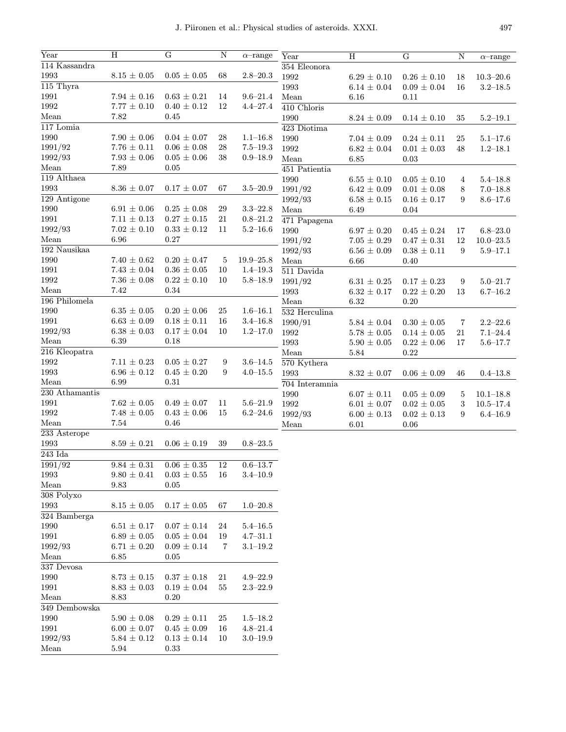| Year | H | G | N | α–range |
|---|---|---|---|---|
| 114 Kassandra | | | | |
| 1993 | 8.15 ± 0.05 | 0.05 ± 0.05 | 68 | 2.8–20.3 |
| 115 Thyra | | | | |
| 1991 | 7.94 ± 0.16 | 0.63 ± 0.21 | 14 | 9.6–21.4 |
| 1992 | 7.77 ± 0.10 | 0.40 ± 0.12 | 12 | 4.4–27.4 |
| Mean | 7.82 | 0.45 | | |
| 117 Lomia | | | | |
| 1990 | 7.90 ± 0.06 | 0.04 ± 0.07 | 28 | 1.1–16.8 |
| 1991/92 | 7.76 ± 0.11 | 0.06 ± 0.08 | 28 | 7.5–19.3 |
| 1992/93 | 7.93 ± 0.06 | 0.05 ± 0.06 | 38 | 0.9–18.9 |
| Mean | 7.89 | 0.05 | | |
| 119 Althaea | | | | |
| 1993 | 8.36 ± 0.07 | 0.17 ± 0.07 | 67 | 3.5–20.9 |
| 129 Antigone | | | | |
| 1990 | 6.91 ± 0.06 | 0.25 ± 0.08 | 29 | 3.3–22.8 |
| 1991 | 7.11 ± 0.13 | 0.27 ± 0.15 | 21 | 0.8–21.2 |
| 1992/93 | 7.02 ± 0.10 | 0.33 ± 0.12 | 11 | 5.2–16.6 |
| Mean | 6.96 | 0.27 | | |
| 192 Nausikaa | | | | |
| 1990 | 7.40 ± 0.62 | 0.20 ± 0.47 | 5 | 19.9–25.8 |
| 1991 | 7.43 ± 0.04 | 0.36 ± 0.05 | 10 | 1.4–19.3 |
| 1992 | 7.36 ± 0.08 | 0.22 ± 0.10 | 10 | 5.8–18.9 |
| Mean | 7.42 | 0.34 | | |
| 196 Philomela | | | | |
| 1990 | 6.35 ± 0.05 | 0.20 ± 0.06 | 25 | 1.6–16.1 |
| 1991 | 6.63 ± 0.09 | 0.18 ± 0.11 | 16 | 3.4–16.8 |
| 1992/93 | 6.38 ± 0.03 | 0.17 ± 0.04 | 10 | 1.2–17.0 |
| Mean | 6.39 | 0.18 | | |
| 216 Kleopatra | | | | |
| 1992 | 7.11 ± 0.23 | 0.05 ± 0.27 | 9 | 3.6–14.5 |
| 1993 | 6.96 ± 0.12 | 0.45 ± 0.20 | 9 | 4.0–15.5 |
| Mean | 6.99 | 0.31 | | |
| 230 Athamantis | | | | |
| 1991 | 7.62 ± 0.05 | 0.49 ± 0.07 | 11 | 5.6–21.9 |
| 1992 | 7.48 ± 0.05 | 0.43 ± 0.06 | 15 | 6.2–24.6 |
| Mean | 7.54 | 0.46 | | |
| 233 Asterope | | | | |
| 1993 | 8.59 ± 0.21 | 0.06 ± 0.19 | 39 | 0.8–23.5 |
| 243 Ida | | | | |
| 1991/92 | 9.84 ± 0.31 | 0.06 ± 0.35 | 12 | 0.6–13.7 |
| 1993 | 9.80 ± 0.41 | 0.03 ± 0.55 | 16 | 3.4–10.9 |
| Mean | 9.83 | 0.05 | | |
| 308 Polyxo | | | | |
| 1993 | 8.15 ± 0.05 | 0.17 ± 0.05 | 67 | 1.0–20.8 |
| 324 Bamberga | | | | |
| 1990 | 6.51 ± 0.17 | 0.07 ± 0.14 | 24 | 5.4–16.5 |
| 1991 | 6.89 ± 0.05 | 0.05 ± 0.04 | 19 | 4.7–31.1 |
| 1992/93 | 6.71 ± 0.20 | 0.09 ± 0.14 | 7 | 3.1–19.2 |
| Mean | 6.85 | 0.05 | | |
| 337 Devosa | | | | |
| 1990 | 8.73 ± 0.15 | 0.37 ± 0.18 | 21 | 4.9–22.9 |
| 1991 | 8.83 ± 0.03 | 0.19 ± 0.04 | 55 | 2.3–22.9 |
| Mean | 8.83 | 0.20 | | |
| 349 Dembowska | | | | |
| 1990 | 5.90 ± 0.08 | 0.29 ± 0.11 | 25 | 1.5–18.2 |
| 1991 | 6.00 ± 0.07 | 0.45 ± 0.09 | 16 | 4.8–21.4 |
| 1992/93 | 5.84 ± 0.12 | 0.13 ± 0.14 | 10 | 3.0–19.9 |
| Mean | 5.94 | 0.33 | | |

| Year | H | G | N | α–range |
|---|---|---|---|---|
| 354 Eleonora | | | | |
| 1992 | 6.29 ± 0.10 | 0.26 ± 0.10 | 18 | 10.3–20.6 |
| 1993 | 6.14 ± 0.04 | 0.09 ± 0.04 | 16 | 3.2–18.5 |
| Mean | 6.16 | 0.11 | | |
| 410 Chloris | | | | |
| 1990 | 8.24 ± 0.09 | 0.14 ± 0.10 | 35 | 5.2–19.1 |
| 423 Diotima | | | | |
| 1990 | 7.04 ± 0.09 | 0.24 ± 0.11 | 25 | 5.1–17.6 |
| 1992 | 6.82 ± 0.04 | 0.01 ± 0.03 | 48 | 1.2–18.1 |
| Mean | 6.85 | 0.03 | | |
| 451 Patientia | | | | |
| 1990 | 6.55 ± 0.10 | 0.05 ± 0.10 | 4 | 5.4–18.8 |
| 1991/92 | 6.42 ± 0.09 | 0.01 ± 0.08 | 8 | 7.0–18.8 |
| 1992/93 | 6.58 ± 0.15 | 0.16 ± 0.17 | 9 | 8.6–17.6 |
| Mean | 6.49 | 0.04 | | |
| 471 Papagena | | | | |
| 1990 | 6.97 ± 0.20 | 0.45 ± 0.24 | 17 | 6.8–23.0 |
| 1991/92 | 7.05 ± 0.29 | 0.47 ± 0.31 | 12 | 10.0–23.5 |
| 1992/93 | 6.56 ± 0.09 | 0.38 ± 0.11 | 9 | 5.9–17.1 |
| Mean | 6.66 | 0.40 | | |
| 511 Davida | | | | |
| 1991/92 | 6.31 ± 0.25 | 0.17 ± 0.23 | 9 | 5.0–21.7 |
| 1993 | 6.32 ± 0.17 | 0.22 ± 0.20 | 13 | 6.7–16.2 |
| Mean | 6.32 | 0.20 | | |
| 532 Herculina | | | | |
| 1990/91 | 5.84 ± 0.04 | 0.30 ± 0.05 | 7 | 2.2–22.6 |
| 1992 | 5.78 ± 0.05 | 0.14 ± 0.05 | 21 | 7.1–24.4 |
| 1993 | 5.90 ± 0.05 | 0.22 ± 0.06 | 17 | 5.6–17.7 |
| Mean | 5.84 | 0.22 | | |
| 570 Kythera | | | | |
| 1993 | 8.32 ± 0.07 | 0.06 ± 0.09 | 46 | 0.4–13.8 |
| 704 Interamnia | | | | |
| 1990 | 6.07 ± 0.11 | 0.05 ± 0.09 | 5 | 10.1–18.8 |
| 1992 | 6.01 ± 0.07 | 0.02 ± 0.05 | 3 | 10.5–17.4 |
| 1992/93 | 6.00 ± 0.13 | 0.02 ± 0.13 | 9 | 6.4–16.9 |
| Mean | 6.01 | 0.06 | | |